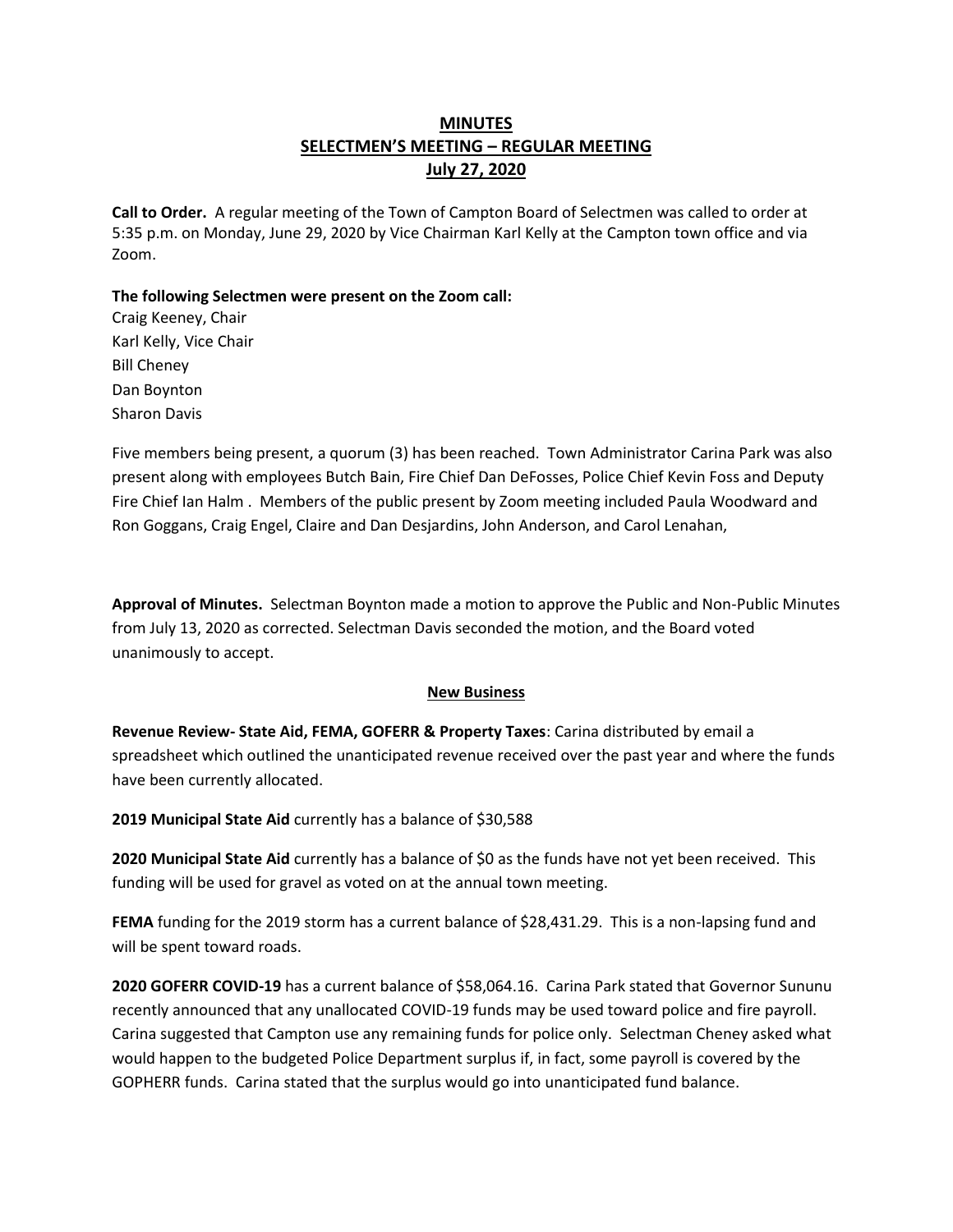**MINUTES**
**SELECTMEN'S MEETING – REGULAR MEETING**
**July 27, 2020**

**Call to Order.** A regular meeting of the Town of Campton Board of Selectmen was called to order at 5:35 p.m. on Monday, June 29, 2020 by Vice Chairman Karl Kelly at the Campton town office and via Zoom.

**The following Selectmen were present on the Zoom call:**
Craig Keeney, Chair
Karl Kelly, Vice Chair
Bill Cheney
Dan Boynton
Sharon Davis

Five members being present, a quorum (3) has been reached. Town Administrator Carina Park was also present along with employees Butch Bain, Fire Chief Dan DeFosses, Police Chief Kevin Foss and Deputy Fire Chief Ian Halm . Members of the public present by Zoom meeting included Paula Woodward and Ron Goggans, Craig Engel, Claire and Dan Desjardins, John Anderson, and Carol Lenahan,

**Approval of Minutes.** Selectman Boynton made a motion to approve the Public and Non-Public Minutes from July 13, 2020 as corrected. Selectman Davis seconded the motion, and the Board voted unanimously to accept.

**New Business**

**Revenue Review- State Aid, FEMA, GOFERR & Property Taxes**: Carina distributed by email a spreadsheet which outlined the unanticipated revenue received over the past year and where the funds have been currently allocated.

**2019 Municipal State Aid** currently has a balance of $30,588

**2020 Municipal State Aid** currently has a balance of $0 as the funds have not yet been received. This funding will be used for gravel as voted on at the annual town meeting.

**FEMA** funding for the 2019 storm has a current balance of $28,431.29. This is a non-lapsing fund and will be spent toward roads.

**2020 GOFERR COVID-19** has a current balance of $58,064.16. Carina Park stated that Governor Sununu recently announced that any unallocated COVID-19 funds may be used toward police and fire payroll. Carina suggested that Campton use any remaining funds for police only. Selectman Cheney asked what would happen to the budgeted Police Department surplus if, in fact, some payroll is covered by the GOPHERR funds. Carina stated that the surplus would go into unanticipated fund balance.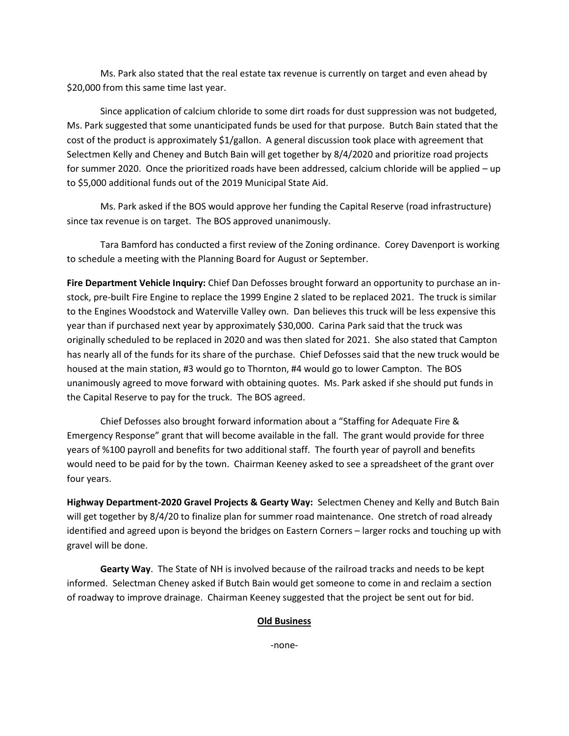Ms. Park also stated that the real estate tax revenue is currently on target and even ahead by $20,000 from this same time last year.

Since application of calcium chloride to some dirt roads for dust suppression was not budgeted, Ms. Park suggested that some unanticipated funds be used for that purpose. Butch Bain stated that the cost of the product is approximately $1/gallon. A general discussion took place with agreement that Selectmen Kelly and Cheney and Butch Bain will get together by 8/4/2020 and prioritize road projects for summer 2020. Once the prioritized roads have been addressed, calcium chloride will be applied – up to $5,000 additional funds out of the 2019 Municipal State Aid.

Ms. Park asked if the BOS would approve her funding the Capital Reserve (road infrastructure) since tax revenue is on target. The BOS approved unanimously.

Tara Bamford has conducted a first review of the Zoning ordinance. Corey Davenport is working to schedule a meeting with the Planning Board for August or September.

**Fire Department Vehicle Inquiry:** Chief Dan Defosses brought forward an opportunity to purchase an in-stock, pre-built Fire Engine to replace the 1999 Engine 2 slated to be replaced 2021. The truck is similar to the Engines Woodstock and Waterville Valley own. Dan believes this truck will be less expensive this year than if purchased next year by approximately $30,000. Carina Park said that the truck was originally scheduled to be replaced in 2020 and was then slated for 2021. She also stated that Campton has nearly all of the funds for its share of the purchase. Chief Defosses said that the new truck would be housed at the main station, #3 would go to Thornton, #4 would go to lower Campton. The BOS unanimously agreed to move forward with obtaining quotes. Ms. Park asked if she should put funds in the Capital Reserve to pay for the truck. The BOS agreed.

Chief Defosses also brought forward information about a "Staffing for Adequate Fire & Emergency Response" grant that will become available in the fall. The grant would provide for three years of %100 payroll and benefits for two additional staff. The fourth year of payroll and benefits would need to be paid for by the town. Chairman Keeney asked to see a spreadsheet of the grant over four years.

**Highway Department-2020 Gravel Projects & Gearty Way:** Selectmen Cheney and Kelly and Butch Bain will get together by 8/4/20 to finalize plan for summer road maintenance. One stretch of road already identified and agreed upon is beyond the bridges on Eastern Corners – larger rocks and touching up with gravel will be done.

**Gearty Way**. The State of NH is involved because of the railroad tracks and needs to be kept informed. Selectman Cheney asked if Butch Bain would get someone to come in and reclaim a section of roadway to improve drainage. Chairman Keeney suggested that the project be sent out for bid.

## Old Business

-none-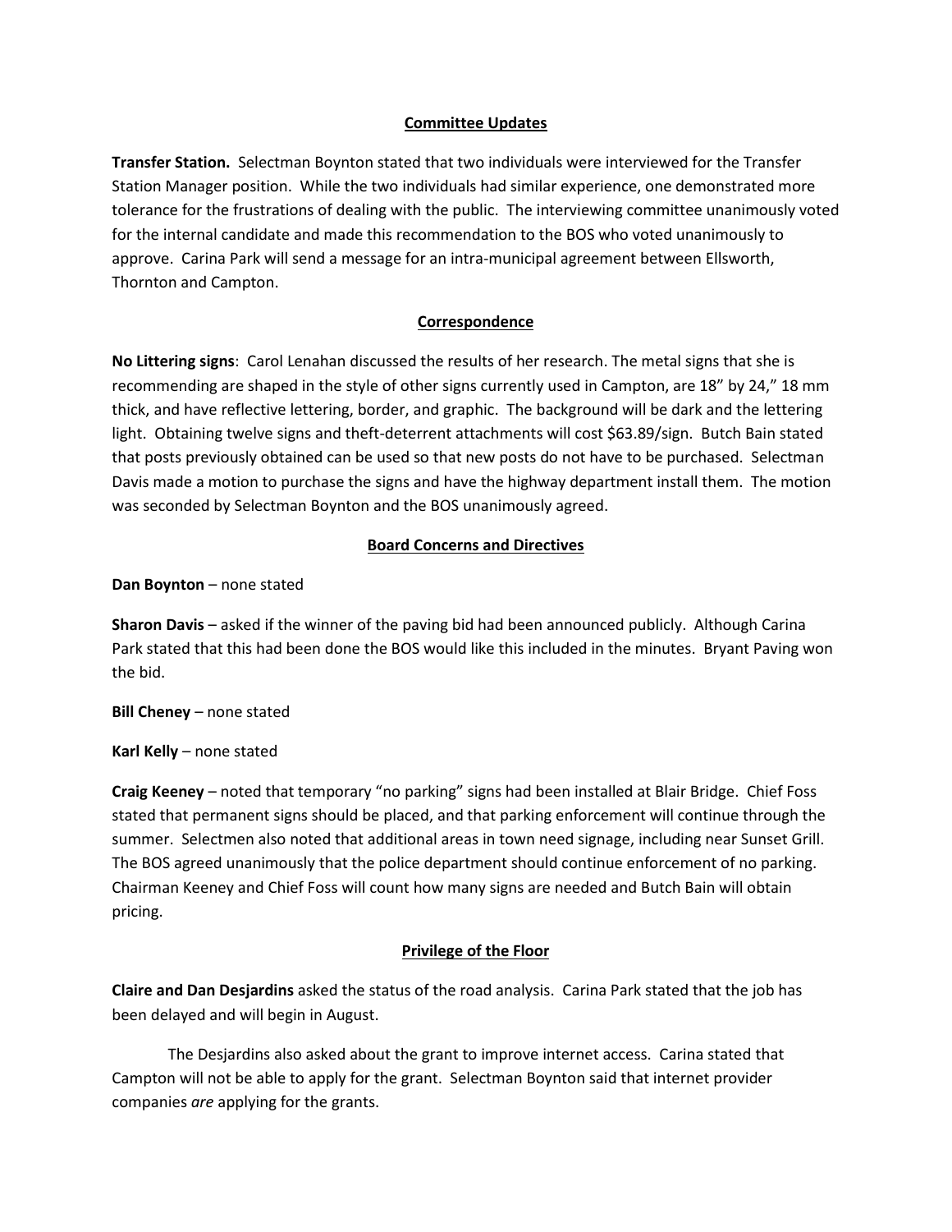## Committee Updates

**Transfer Station.** Selectman Boynton stated that two individuals were interviewed for the Transfer Station Manager position. While the two individuals had similar experience, one demonstrated more tolerance for the frustrations of dealing with the public. The interviewing committee unanimously voted for the internal candidate and made this recommendation to the BOS who voted unanimously to approve. Carina Park will send a message for an intra-municipal agreement between Ellsworth, Thornton and Campton.

## Correspondence

**No Littering signs**: Carol Lenahan discussed the results of her research. The metal signs that she is recommending are shaped in the style of other signs currently used in Campton, are 18" by 24," 18 mm thick, and have reflective lettering, border, and graphic. The background will be dark and the lettering light. Obtaining twelve signs and theft-deterrent attachments will cost $63.89/sign. Butch Bain stated that posts previously obtained can be used so that new posts do not have to be purchased. Selectman Davis made a motion to purchase the signs and have the highway department install them. The motion was seconded by Selectman Boynton and the BOS unanimously agreed.

## Board Concerns and Directives

**Dan Boynton** – none stated

**Sharon Davis** – asked if the winner of the paving bid had been announced publicly. Although Carina Park stated that this had been done the BOS would like this included in the minutes. Bryant Paving won the bid.

**Bill Cheney** – none stated

**Karl Kelly** – none stated

**Craig Keeney** – noted that temporary "no parking" signs had been installed at Blair Bridge. Chief Foss stated that permanent signs should be placed, and that parking enforcement will continue through the summer. Selectmen also noted that additional areas in town need signage, including near Sunset Grill. The BOS agreed unanimously that the police department should continue enforcement of no parking. Chairman Keeney and Chief Foss will count how many signs are needed and Butch Bain will obtain pricing.

## Privilege of the Floor

**Claire and Dan Desjardins** asked the status of the road analysis. Carina Park stated that the job has been delayed and will begin in August.

The Desjardins also asked about the grant to improve internet access. Carina stated that Campton will not be able to apply for the grant. Selectman Boynton said that internet provider companies *are* applying for the grants.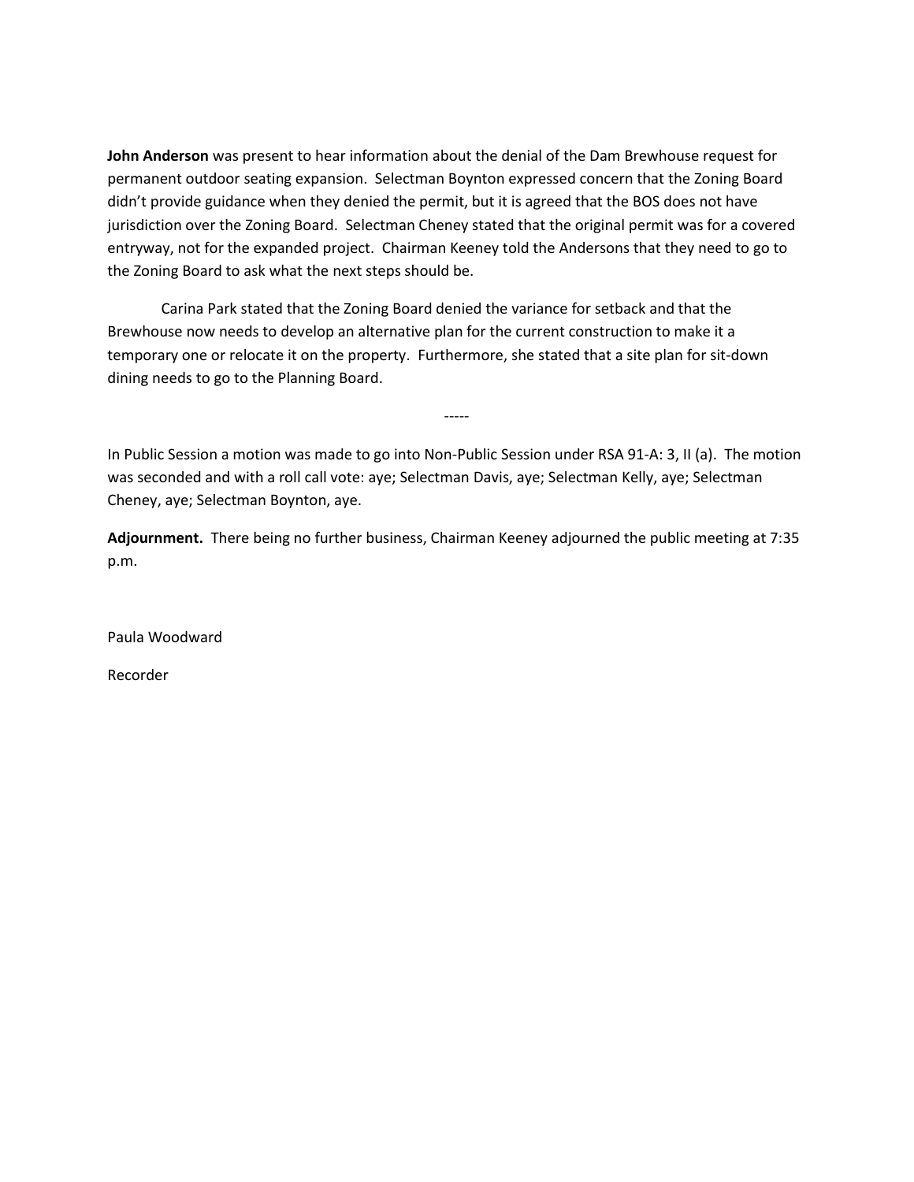**John Anderson** was present to hear information about the denial of the Dam Brewhouse request for permanent outdoor seating expansion. Selectman Boynton expressed concern that the Zoning Board didn't provide guidance when they denied the permit, but it is agreed that the BOS does not have jurisdiction over the Zoning Board. Selectman Cheney stated that the original permit was for a covered entryway, not for the expanded project. Chairman Keeney told the Andersons that they need to go to the Zoning Board to ask what the next steps should be.

Carina Park stated that the Zoning Board denied the variance for setback and that the Brewhouse now needs to develop an alternative plan for the current construction to make it a temporary one or relocate it on the property. Furthermore, she stated that a site plan for sit-down dining needs to go to the Planning Board.

-----

In Public Session a motion was made to go into Non-Public Session under RSA 91-A: 3, II (a). The motion was seconded and with a roll call vote: aye; Selectman Davis, aye; Selectman Kelly, aye; Selectman Cheney, aye; Selectman Boynton, aye.

**Adjournment.** There being no further business, Chairman Keeney adjourned the public meeting at 7:35 p.m.

Paula Woodward

Recorder